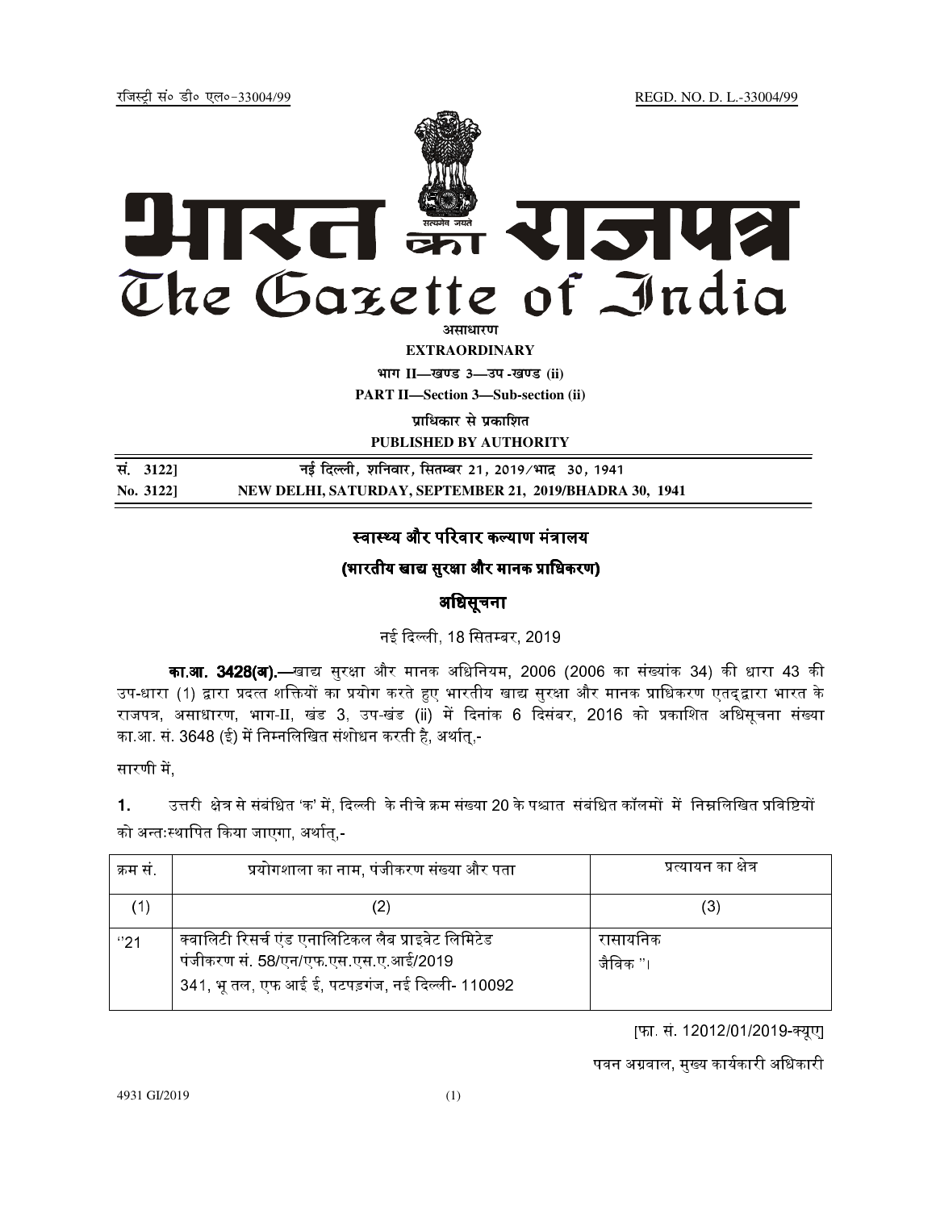रजिस्ट्री सं० डी० एल०-33004/99 REGD. NO. D. L.-33004/99

# भारत का राजपत्र
# The Gazette of India

**असाधारण**

**EXTRAORDINARY**

**भाग II—खण्ड 3—उप-खण्ड (ii)**

**PART II—Section 3—Sub-section (ii)**

**प्राधिकार से प्रकाशित**

**PUBLISHED BY AUTHORITY**

| सं. 3122] | नई दिल्ली, शनिवार, सितम्बर 21, 2019/भाद्र 30, 1941 |
|---|---|
| No. 3122] | NEW DELHI, SATURDAY, SEPTEMBER 21, 2019/BHADRA 30, 1941 |

## स्वास्थ्य और परिवार कल्याण मंत्रालय

## (भारतीय खाद्य सुरक्षा और मानक प्राधिकरण)

## अधिसूचना

नई दिल्ली, 18 सितम्बर, 2019

**का.आ. 3428(अ).**—खाद्य सुरक्षा और मानक अधिनियम, 2006 (2006 का संख्यांक 34) की धारा 43 की उप-धारा (1) द्वारा प्रदत्त शक्तियों का प्रयोग करते हुए भारतीय खाद्य सुरक्षा और मानक प्राधिकरण एतद्द्वारा भारत के राजपत्र, असाधारण, भाग-II, खंड 3, उप-खंड (ii) में दिनांक 6 दिसंबर, 2016 को प्रकाशित अधिसूचना संख्या का.आ. सं. 3648 (ई) में निम्नलिखित संशोधन करती है, अर्थात्,-

सारणी में,

**1.** उत्तरी क्षेत्र से संबंधित 'क' में, दिल्ली के नीचे क्रम संख्या 20 के पश्चात संबंधित कॉलमों में निम्नलिखित प्रविष्टियों को अन्तःस्थापित किया जाएगा, अर्थात्,-

| क्रम सं. | प्रयोगशाला का नाम, पंजीकरण संख्या और पता | प्रत्यायन का क्षेत्र |
|---|---|---|
| (1) | (2) | (3) |
| "21 | क्वालिटी रिसर्च एंड एनालिटिकल लैब प्राइवेट लिमिटेड<br>पंजीकरण सं. 58/एन/एफ.एस.एस.ए.आई/2019<br>341, भू तल, एफ आई ई, पटपड़गंज, नई दिल्ली- 110092 | रासायनिक<br>जैविक "। |

[फा. सं. 12012/01/2019-क्यूए]

पवन अग्रवाल, मुख्य कार्यकारी अधिकारी

4931 GI/2019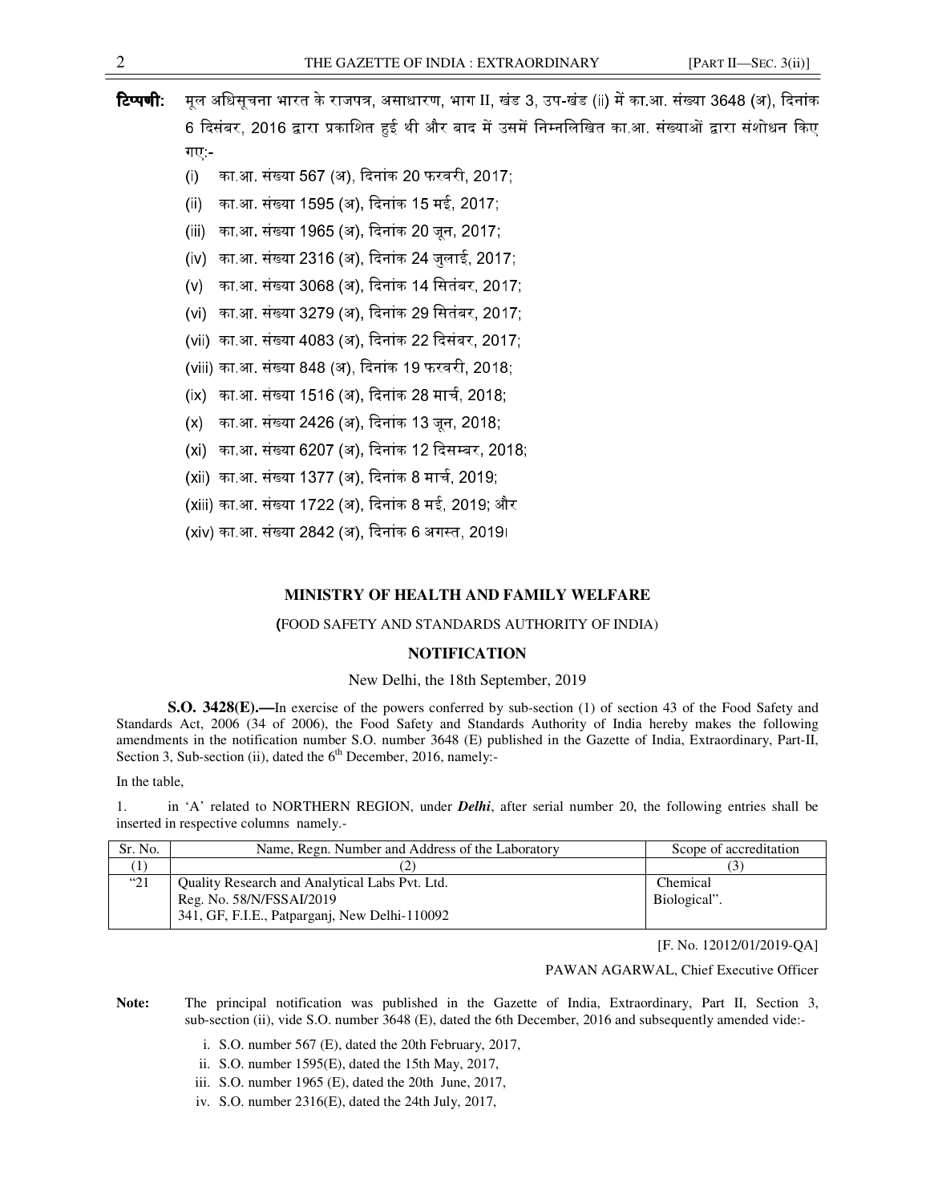**टिप्पणी:** मूल अधिसूचना भारत के राजपत्र, असाधारण, भाग II, खंड 3, उप-खंड (ii) में का.आ. संख्या 3648 (अ), दिनांक 6 दिसंबर, 2016 द्वारा प्रकाशित हुई थी और बाद में उसमें निम्नलिखित का.आ. संख्याओं द्वारा संशोधन किए गए:-

(i) का.आ. संख्या 567 (अ), दिनांक 20 फरवरी, 2017;
(ii) का.आ. संख्या 1595 (अ), दिनांक 15 मई, 2017;
(iii) का.आ. संख्या 1965 (अ), दिनांक 20 जून, 2017;
(iv) का.आ. संख्या 2316 (अ), दिनांक 24 जुलाई, 2017;
(v) का.आ. संख्या 3068 (अ), दिनांक 14 सितंबर, 2017;
(vi) का.आ. संख्या 3279 (अ), दिनांक 29 सितंबर, 2017;
(vii) का.आ. संख्या 4083 (अ), दिनांक 22 दिसंबर, 2017;
(viii) का.आ. संख्या 848 (अ), दिनांक 19 फरवरी, 2018;
(ix) का.आ. संख्या 1516 (अ), दिनांक 28 मार्च, 2018;
(x) का.आ. संख्या 2426 (अ), दिनांक 13 जून, 2018;
(xi) का.आ. संख्या 6207 (अ), दिनांक 12 दिसम्बर, 2018;
(xii) का.आ. संख्या 1377 (अ), दिनांक 8 मार्च, 2019;
(xiii) का.आ. संख्या 1722 (अ), दिनांक 8 मई, 2019; और
(xiv) का.आ. संख्या 2842 (अ), दिनांक 6 अगस्त, 2019।

## MINISTRY OF HEALTH AND FAMILY WELFARE

(FOOD SAFETY AND STANDARDS AUTHORITY OF INDIA)

### NOTIFICATION

New Delhi, the 18th September, 2019

**S.O. 3428(E).—**In exercise of the powers conferred by sub-section (1) of section 43 of the Food Safety and Standards Act, 2006 (34 of 2006), the Food Safety and Standards Authority of India hereby makes the following amendments in the notification number S.O. number 3648 (E) published in the Gazette of India, Extraordinary, Part-II, Section 3, Sub-section (ii), dated the 6th December, 2016, namely:-

In the table,

1. in 'A' related to NORTHERN REGION, under ***Delhi***, after serial number 20, the following entries shall be inserted in respective columns namely.-

| Sr. No. | Name, Regn. Number and Address of the Laboratory | Scope of accreditation |
|---|---|---|
| (1) | (2) | (3) |
| "21 | Quality Research and Analytical Labs Pvt. Ltd.<br>Reg. No. 58/N/FSSAI/2019<br>341, GF, F.I.E., Patparganj, New Delhi-110092 | Chemical<br>Biological". |

[F. No. 12012/01/2019-QA]

PAWAN AGARWAL, Chief Executive Officer

**Note:** The principal notification was published in the Gazette of India, Extraordinary, Part II, Section 3, sub-section (ii), vide S.O. number 3648 (E), dated the 6th December, 2016 and subsequently amended vide:-

i. S.O. number 567 (E), dated the 20th February, 2017,
ii. S.O. number 1595(E), dated the 15th May, 2017,
iii. S.O. number 1965 (E), dated the 20th June, 2017,
iv. S.O. number 2316(E), dated the 24th July, 2017,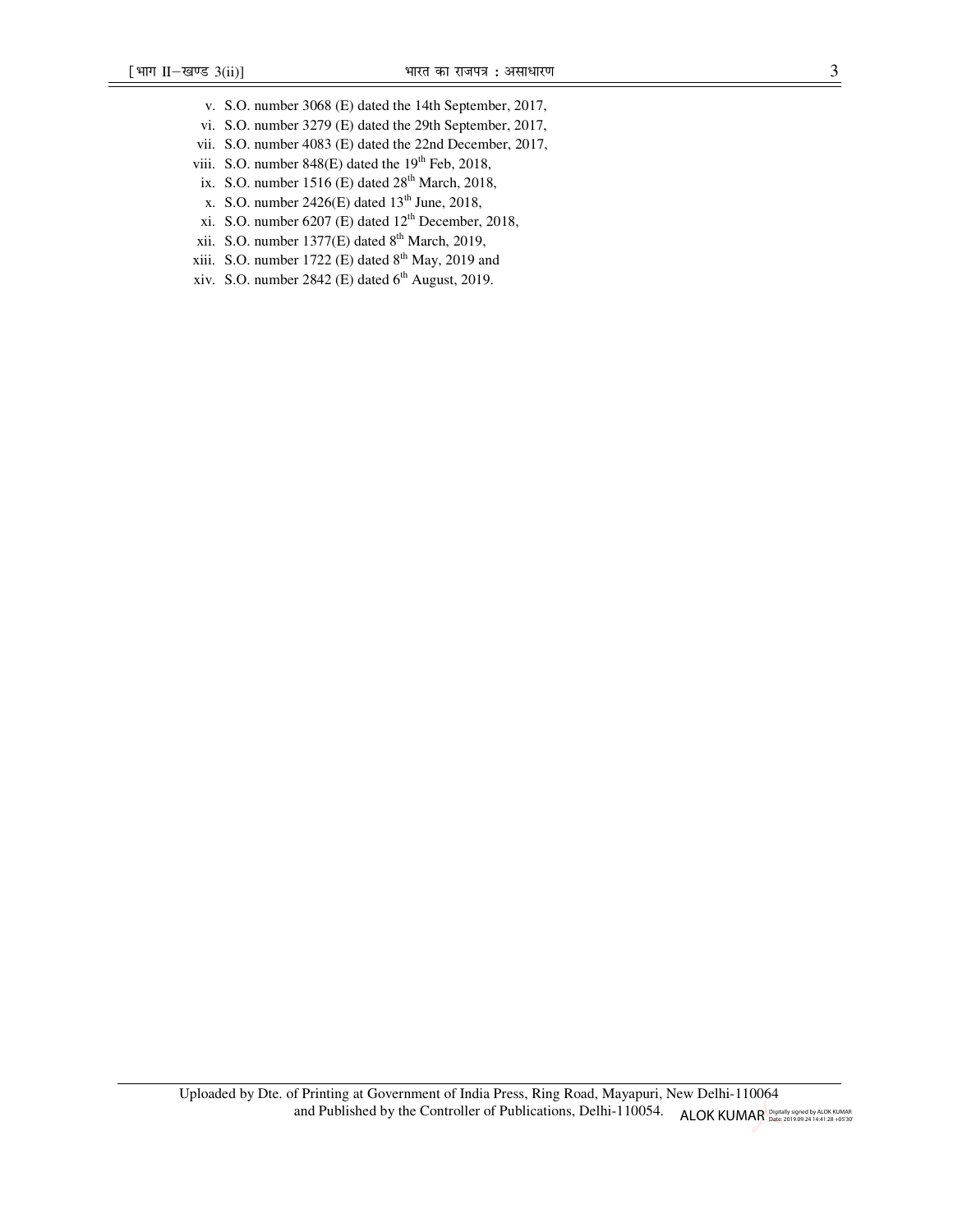v. S.O. number 3068 (E) dated the 14th September, 2017,
vi. S.O. number 3279 (E) dated the 29th September, 2017,
vii. S.O. number 4083 (E) dated the 22nd December, 2017,
viii. S.O. number 848(E) dated the 19th Feb, 2018,
ix. S.O. number 1516 (E) dated 28th March, 2018,
x. S.O. number 2426(E) dated 13th June, 2018,
xi. S.O. number 6207 (E) dated 12th December, 2018,
xii. S.O. number 1377(E) dated 8th March, 2019,
xiii. S.O. number 1722 (E) dated 8th May, 2019 and
xiv. S.O. number 2842 (E) dated 6th August, 2019.

---

Uploaded by Dte. of Printing at Government of India Press, Ring Road, Mayapuri, New Delhi-110064 and Published by the Controller of Publications, Delhi-110054.